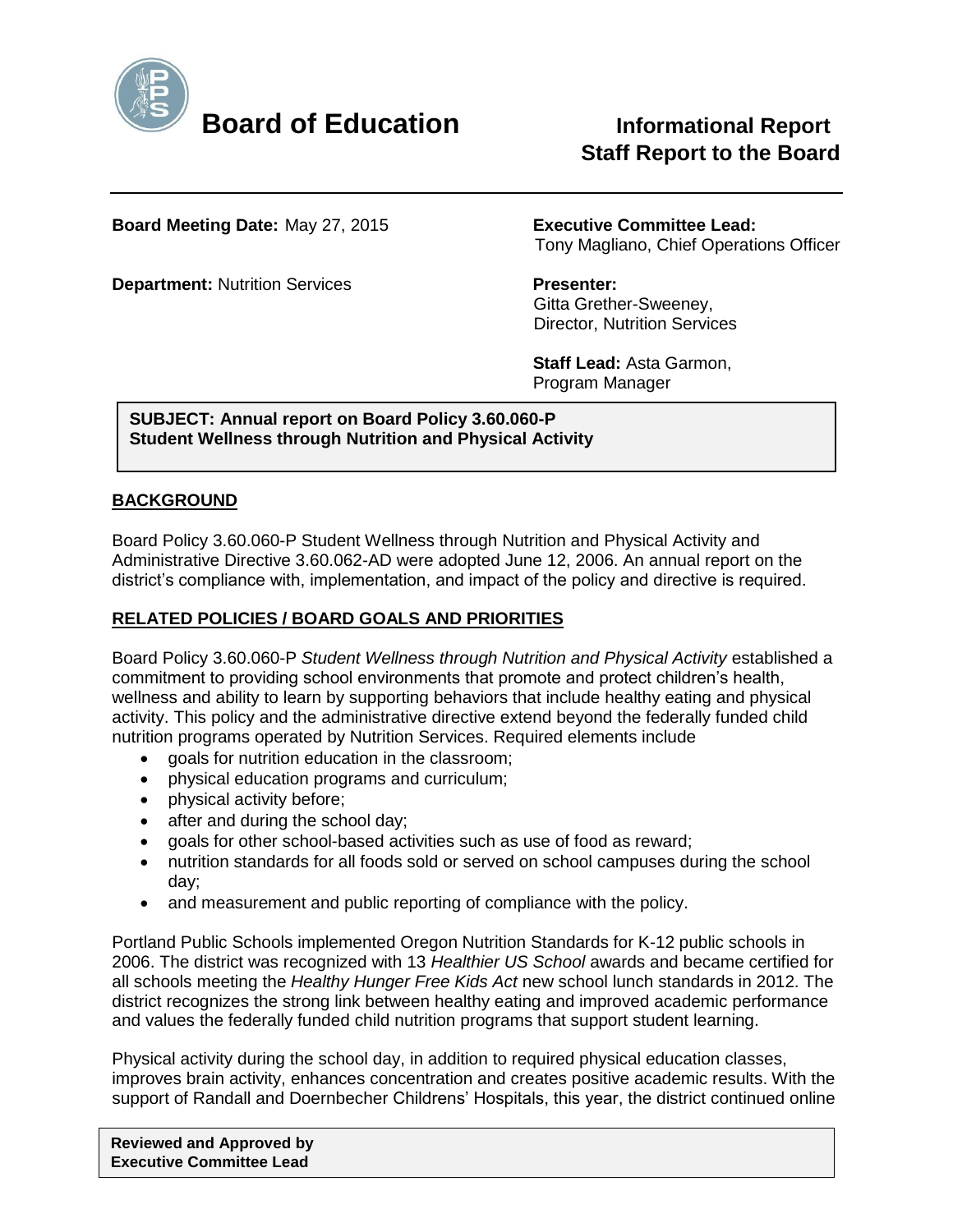# Board of Education

**Informational Report**
**Staff Report to the Board**

**Board Meeting Date:** May 27, 2015

**Department:** Nutrition Services

**Executive Committee Lead:** Tony Magliano, Chief Operations Officer

**Presenter:** Gitta Grether-Sweeney, Director, Nutrition Services

**Staff Lead:** Asta Garmon, Program Manager

**SUBJECT: Annual report on Board Policy 3.60.060-P Student Wellness through Nutrition and Physical Activity**

## BACKGROUND

Board Policy 3.60.060-P Student Wellness through Nutrition and Physical Activity and Administrative Directive 3.60.062-AD were adopted June 12, 2006. An annual report on the district's compliance with, implementation, and impact of the policy and directive is required.

## RELATED POLICIES / BOARD GOALS AND PRIORITIES

Board Policy 3.60.060-P *Student Wellness through Nutrition and Physical Activity* established a commitment to providing school environments that promote and protect children's health, wellness and ability to learn by supporting behaviors that include healthy eating and physical activity. This policy and the administrative directive extend beyond the federally funded child nutrition programs operated by Nutrition Services. Required elements include

- goals for nutrition education in the classroom;
- physical education programs and curriculum;
- physical activity before;
- after and during the school day;
- goals for other school-based activities such as use of food as reward;
- nutrition standards for all foods sold or served on school campuses during the school day;
- and measurement and public reporting of compliance with the policy.

Portland Public Schools implemented Oregon Nutrition Standards for K-12 public schools in 2006. The district was recognized with 13 *Healthier US School* awards and became certified for all schools meeting the *Healthy Hunger Free Kids Act* new school lunch standards in 2012. The district recognizes the strong link between healthy eating and improved academic performance and values the federally funded child nutrition programs that support student learning.

Physical activity during the school day, in addition to required physical education classes, improves brain activity, enhances concentration and creates positive academic results. With the support of Randall and Doernbecher Childrens' Hospitals, this year, the district continued online

**Reviewed and Approved by Executive Committee Lead**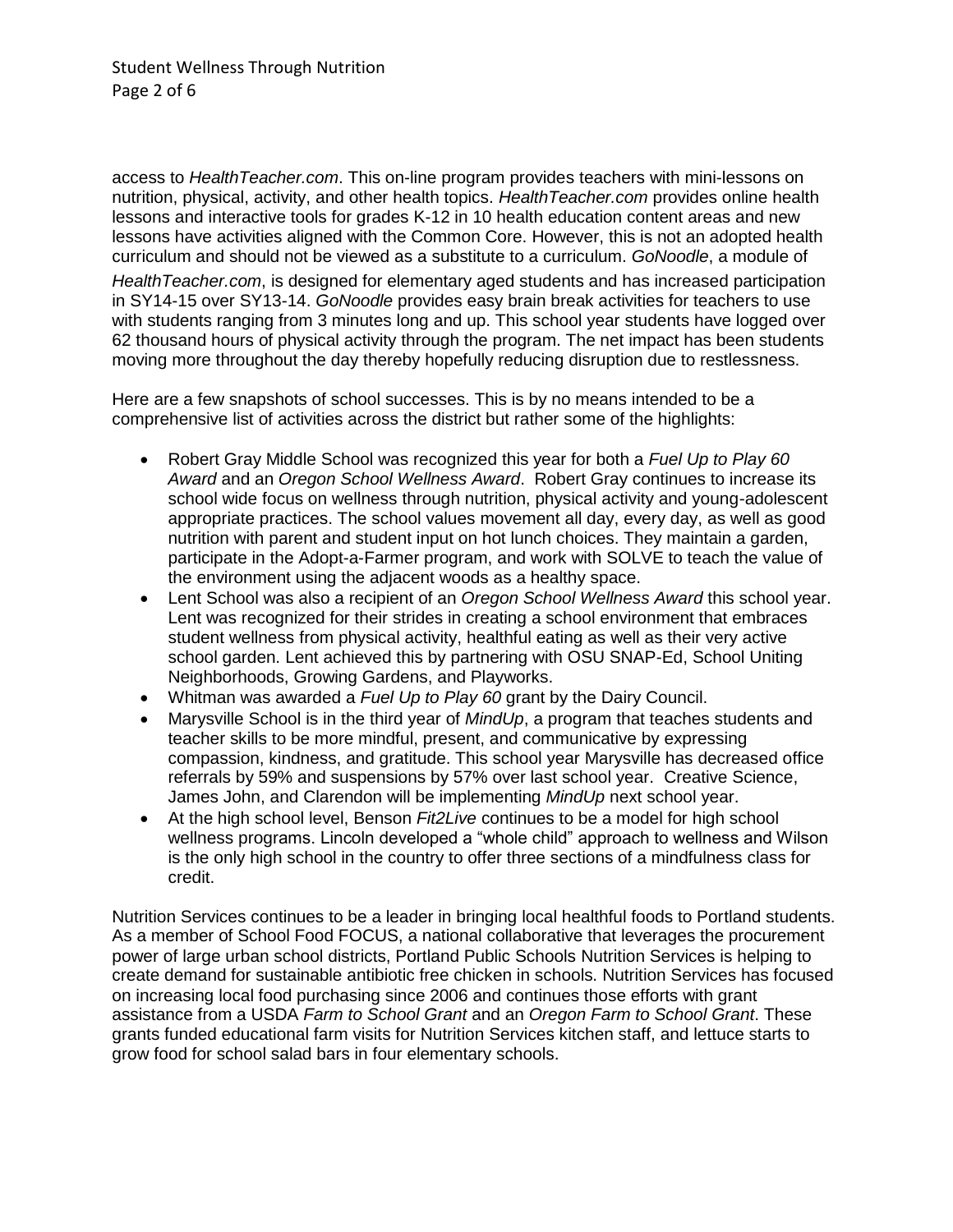access to *HealthTeacher.com*. This on-line program provides teachers with mini-lessons on nutrition, physical, activity, and other health topics. *HealthTeacher.com* provides online health lessons and interactive tools for grades K-12 in 10 health education content areas and new lessons have activities aligned with the Common Core. However, this is not an adopted health curriculum and should not be viewed as a substitute to a curriculum. *GoNoodle*, a module of *HealthTeacher.com*, is designed for elementary aged students and has increased participation in SY14-15 over SY13-14. *GoNoodle* provides easy brain break activities for teachers to use with students ranging from 3 minutes long and up. This school year students have logged over 62 thousand hours of physical activity through the program. The net impact has been students moving more throughout the day thereby hopefully reducing disruption due to restlessness.

Here are a few snapshots of school successes. This is by no means intended to be a comprehensive list of activities across the district but rather some of the highlights:

- Robert Gray Middle School was recognized this year for both a *Fuel Up to Play 60 Award* and an *Oregon School Wellness Award*. Robert Gray continues to increase its school wide focus on wellness through nutrition, physical activity and young-adolescent appropriate practices. The school values movement all day, every day, as well as good nutrition with parent and student input on hot lunch choices. They maintain a garden, participate in the Adopt-a-Farmer program, and work with SOLVE to teach the value of the environment using the adjacent woods as a healthy space.
- Lent School was also a recipient of an *Oregon School Wellness Award* this school year. Lent was recognized for their strides in creating a school environment that embraces student wellness from physical activity, healthful eating as well as their very active school garden. Lent achieved this by partnering with OSU SNAP-Ed, School Uniting Neighborhoods, Growing Gardens, and Playworks.
- Whitman was awarded a *Fuel Up to Play 60* grant by the Dairy Council.
- Marysville School is in the third year of *MindUp*, a program that teaches students and teacher skills to be more mindful, present, and communicative by expressing compassion, kindness, and gratitude. This school year Marysville has decreased office referrals by 59% and suspensions by 57% over last school year. Creative Science, James John, and Clarendon will be implementing *MindUp* next school year.
- At the high school level, Benson *Fit2Live* continues to be a model for high school wellness programs. Lincoln developed a "whole child" approach to wellness and Wilson is the only high school in the country to offer three sections of a mindfulness class for credit.

Nutrition Services continues to be a leader in bringing local healthful foods to Portland students. As a member of School Food FOCUS, a national collaborative that leverages the procurement power of large urban school districts, Portland Public Schools Nutrition Services is helping to create demand for sustainable antibiotic free chicken in schools. Nutrition Services has focused on increasing local food purchasing since 2006 and continues those efforts with grant assistance from a USDA *Farm to School Grant* and an *Oregon Farm to School Grant*. These grants funded educational farm visits for Nutrition Services kitchen staff, and lettuce starts to grow food for school salad bars in four elementary schools.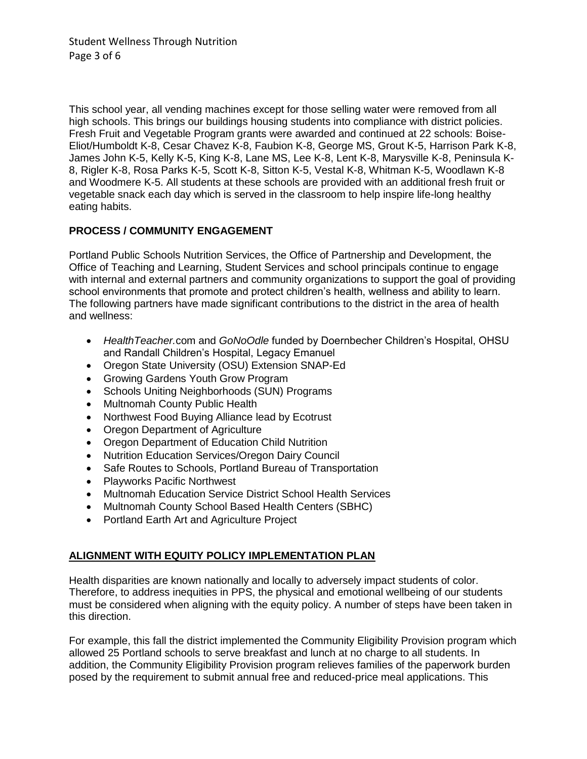This school year, all vending machines except for those selling water were removed from all high schools. This brings our buildings housing students into compliance with district policies. Fresh Fruit and Vegetable Program grants were awarded and continued at 22 schools: Boise-Eliot/Humboldt K-8, Cesar Chavez K-8, Faubion K-8, George MS, Grout K-5, Harrison Park K-8, James John K-5, Kelly K-5, King K-8, Lane MS, Lee K-8, Lent K-8, Marysville K-8, Peninsula K-8, Rigler K-8, Rosa Parks K-5, Scott K-8, Sitton K-5, Vestal K-8, Whitman K-5, Woodlawn K-8 and Woodmere K-5. All students at these schools are provided with an additional fresh fruit or vegetable snack each day which is served in the classroom to help inspire life-long healthy eating habits.

## PROCESS / COMMUNITY ENGAGEMENT

Portland Public Schools Nutrition Services, the Office of Partnership and Development, the Office of Teaching and Learning, Student Services and school principals continue to engage with internal and external partners and community organizations to support the goal of providing school environments that promote and protect children's health, wellness and ability to learn. The following partners have made significant contributions to the district in the area of health and wellness:

- *HealthTeacher.*com and *GoNoOdle* funded by Doernbecher Children's Hospital, OHSU and Randall Children's Hospital, Legacy Emanuel
- Oregon State University (OSU) Extension SNAP-Ed
- Growing Gardens Youth Grow Program
- Schools Uniting Neighborhoods (SUN) Programs
- Multnomah County Public Health
- Northwest Food Buying Alliance lead by Ecotrust
- Oregon Department of Agriculture
- Oregon Department of Education Child Nutrition
- Nutrition Education Services/Oregon Dairy Council
- Safe Routes to Schools, Portland Bureau of Transportation
- Playworks Pacific Northwest
- Multnomah Education Service District School Health Services
- Multnomah County School Based Health Centers (SBHC)
- Portland Earth Art and Agriculture Project

## ALIGNMENT WITH EQUITY POLICY IMPLEMENTATION PLAN

Health disparities are known nationally and locally to adversely impact students of color. Therefore, to address inequities in PPS, the physical and emotional wellbeing of our students must be considered when aligning with the equity policy. A number of steps have been taken in this direction.

For example, this fall the district implemented the Community Eligibility Provision program which allowed 25 Portland schools to serve breakfast and lunch at no charge to all students. In addition, the Community Eligibility Provision program relieves families of the paperwork burden posed by the requirement to submit annual free and reduced-price meal applications. This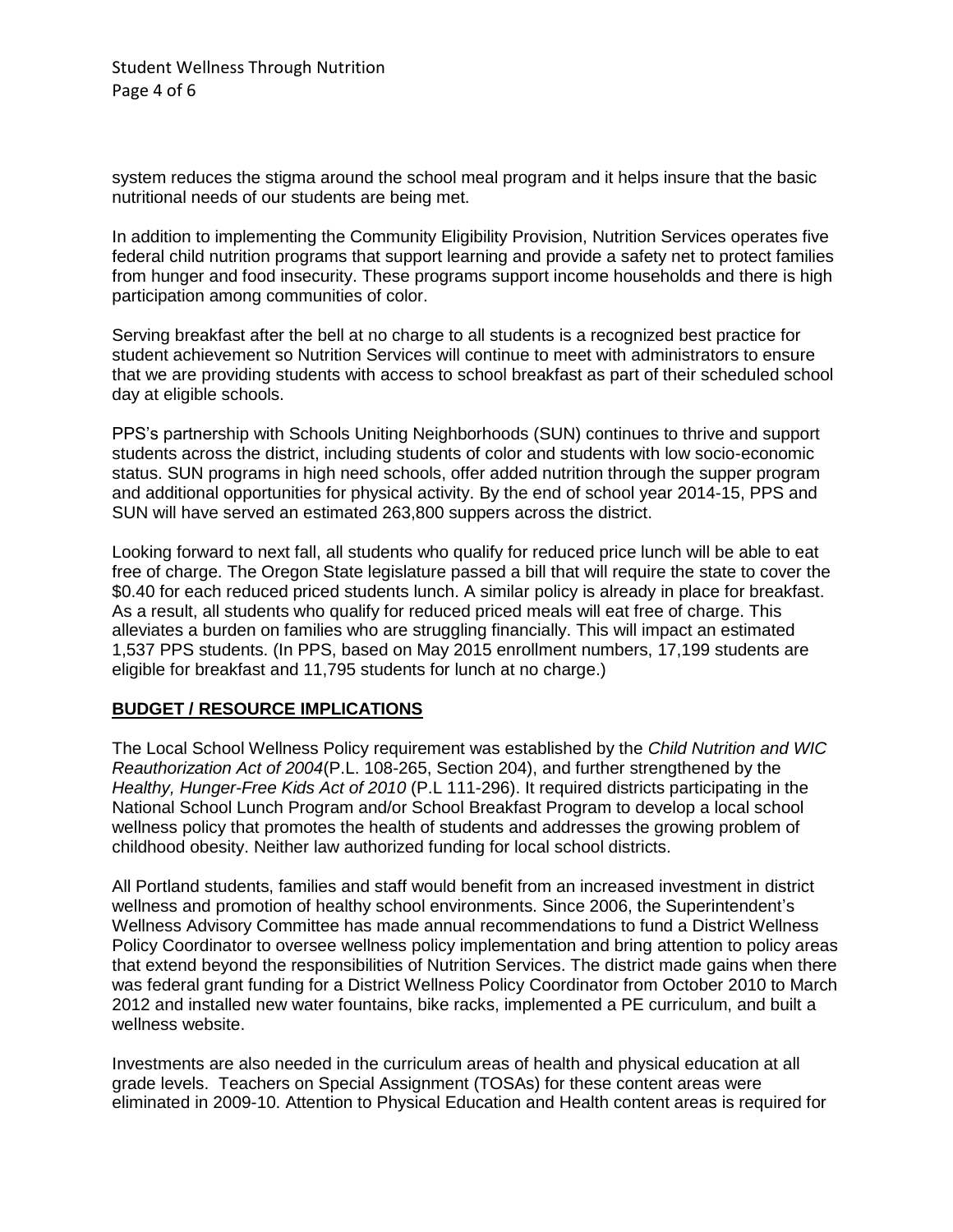system reduces the stigma around the school meal program and it helps insure that the basic nutritional needs of our students are being met.

In addition to implementing the Community Eligibility Provision, Nutrition Services operates five federal child nutrition programs that support learning and provide a safety net to protect families from hunger and food insecurity. These programs support income households and there is high participation among communities of color.

Serving breakfast after the bell at no charge to all students is a recognized best practice for student achievement so Nutrition Services will continue to meet with administrators to ensure that we are providing students with access to school breakfast as part of their scheduled school day at eligible schools.

PPS's partnership with Schools Uniting Neighborhoods (SUN) continues to thrive and support students across the district, including students of color and students with low socio-economic status. SUN programs in high need schools, offer added nutrition through the supper program and additional opportunities for physical activity. By the end of school year 2014-15, PPS and SUN will have served an estimated 263,800 suppers across the district.

Looking forward to next fall, all students who qualify for reduced price lunch will be able to eat free of charge. The Oregon State legislature passed a bill that will require the state to cover the $0.40 for each reduced priced students lunch. A similar policy is already in place for breakfast. As a result, all students who qualify for reduced priced meals will eat free of charge. This alleviates a burden on families who are struggling financially. This will impact an estimated 1,537 PPS students. (In PPS, based on May 2015 enrollment numbers, 17,199 students are eligible for breakfast and 11,795 students for lunch at no charge.)

## BUDGET / RESOURCE IMPLICATIONS

The Local School Wellness Policy requirement was established by the *Child Nutrition and WIC Reauthorization Act of 2004*(P.L. 108-265, Section 204), and further strengthened by the *Healthy, Hunger-Free Kids Act of 2010* (P.L 111-296). It required districts participating in the National School Lunch Program and/or School Breakfast Program to develop a local school wellness policy that promotes the health of students and addresses the growing problem of childhood obesity. Neither law authorized funding for local school districts.

All Portland students, families and staff would benefit from an increased investment in district wellness and promotion of healthy school environments. Since 2006, the Superintendent's Wellness Advisory Committee has made annual recommendations to fund a District Wellness Policy Coordinator to oversee wellness policy implementation and bring attention to policy areas that extend beyond the responsibilities of Nutrition Services. The district made gains when there was federal grant funding for a District Wellness Policy Coordinator from October 2010 to March 2012 and installed new water fountains, bike racks, implemented a PE curriculum, and built a wellness website.

Investments are also needed in the curriculum areas of health and physical education at all grade levels. Teachers on Special Assignment (TOSAs) for these content areas were eliminated in 2009-10. Attention to Physical Education and Health content areas is required for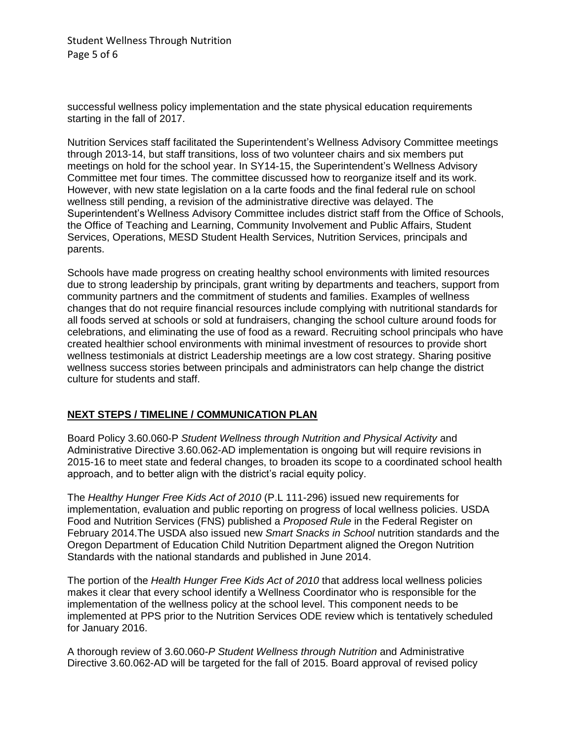successful wellness policy implementation and the state physical education requirements starting in the fall of 2017.

Nutrition Services staff facilitated the Superintendent's Wellness Advisory Committee meetings through 2013-14, but staff transitions, loss of two volunteer chairs and six members put meetings on hold for the school year. In SY14-15, the Superintendent's Wellness Advisory Committee met four times. The committee discussed how to reorganize itself and its work. However, with new state legislation on a la carte foods and the final federal rule on school wellness still pending, a revision of the administrative directive was delayed. The Superintendent's Wellness Advisory Committee includes district staff from the Office of Schools, the Office of Teaching and Learning, Community Involvement and Public Affairs, Student Services, Operations, MESD Student Health Services, Nutrition Services, principals and parents.

Schools have made progress on creating healthy school environments with limited resources due to strong leadership by principals, grant writing by departments and teachers, support from community partners and the commitment of students and families. Examples of wellness changes that do not require financial resources include complying with nutritional standards for all foods served at schools or sold at fundraisers, changing the school culture around foods for celebrations, and eliminating the use of food as a reward. Recruiting school principals who have created healthier school environments with minimal investment of resources to provide short wellness testimonials at district Leadership meetings are a low cost strategy. Sharing positive wellness success stories between principals and administrators can help change the district culture for students and staff.

## NEXT STEPS / TIMELINE / COMMUNICATION PLAN

Board Policy 3.60.060-P *Student Wellness through Nutrition and Physical Activity* and Administrative Directive 3.60.062-AD implementation is ongoing but will require revisions in 2015-16 to meet state and federal changes, to broaden its scope to a coordinated school health approach, and to better align with the district's racial equity policy.

The *Healthy Hunger Free Kids Act of 2010* (P.L 111-296) issued new requirements for implementation, evaluation and public reporting on progress of local wellness policies. USDA Food and Nutrition Services (FNS) published a *Proposed Rule* in the Federal Register on February 2014.The USDA also issued new *Smart Snacks in School* nutrition standards and the Oregon Department of Education Child Nutrition Department aligned the Oregon Nutrition Standards with the national standards and published in June 2014.

The portion of the *Health Hunger Free Kids Act of 2010* that address local wellness policies makes it clear that every school identify a Wellness Coordinator who is responsible for the implementation of the wellness policy at the school level. This component needs to be implemented at PPS prior to the Nutrition Services ODE review which is tentatively scheduled for January 2016.

A thorough review of 3.60.060-*P Student Wellness through Nutrition* and Administrative Directive 3.60.062-AD will be targeted for the fall of 2015. Board approval of revised policy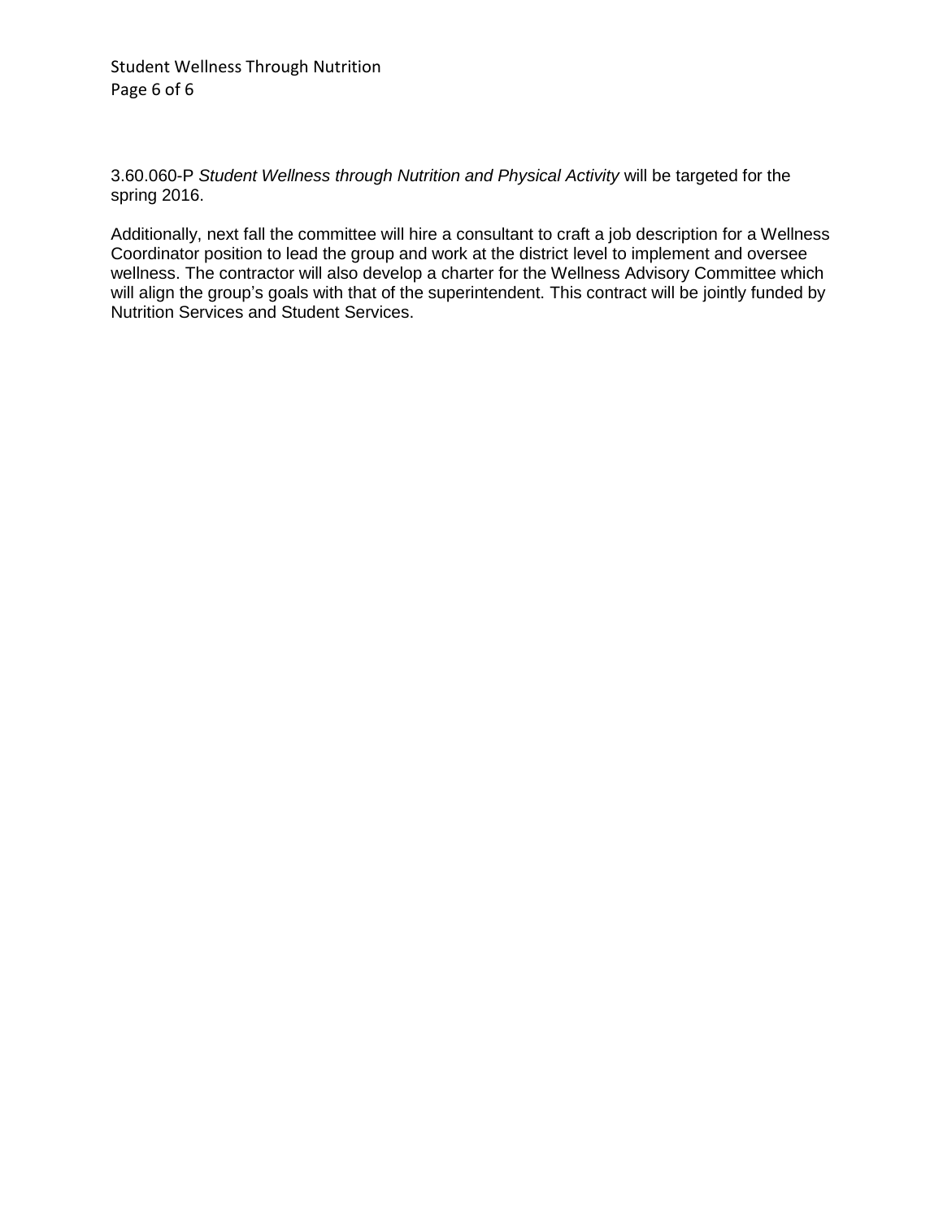3.60.060-P *Student Wellness through Nutrition and Physical Activity* will be targeted for the spring 2016.

Additionally, next fall the committee will hire a consultant to craft a job description for a Wellness Coordinator position to lead the group and work at the district level to implement and oversee wellness. The contractor will also develop a charter for the Wellness Advisory Committee which will align the group's goals with that of the superintendent. This contract will be jointly funded by Nutrition Services and Student Services.